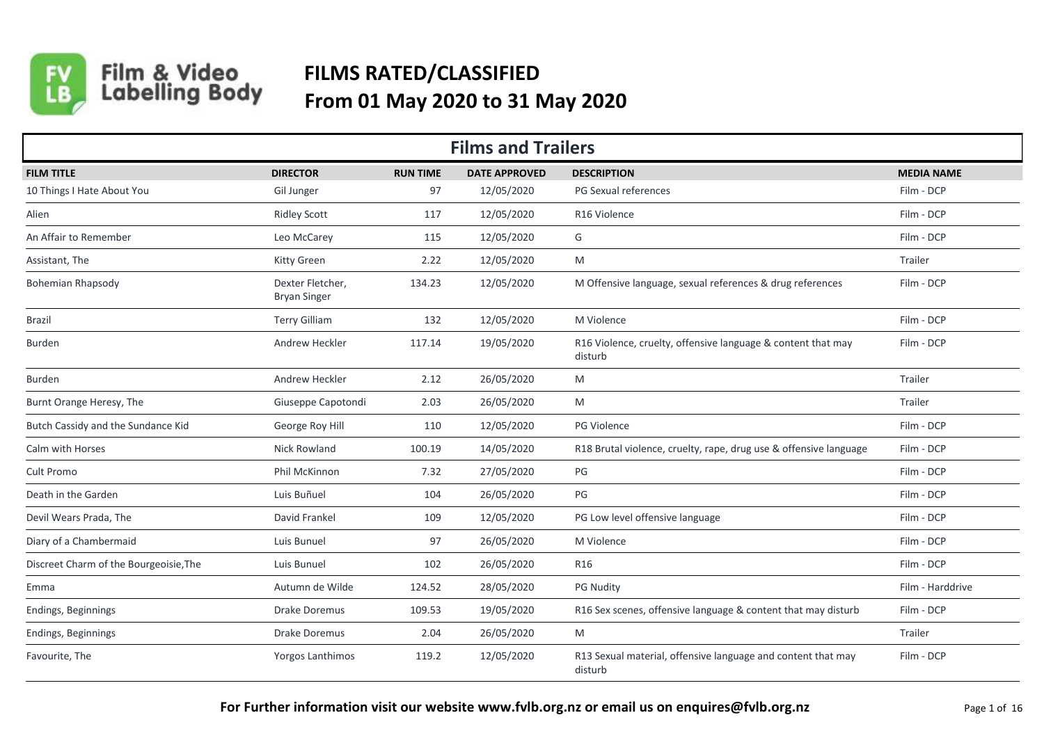# FILMS RATED/CLASSIFIED
## From 01 May 2020 to 31 May 2020

### Films and Trailers

| FILM TITLE | DIRECTOR | RUN TIME | DATE APPROVED | DESCRIPTION | MEDIA NAME |
|---|---|---|---|---|---|
| 10 Things I Hate About You | Gil Junger | 97 | 12/05/2020 | PG Sexual references | Film - DCP |
| Alien | Ridley Scott | 117 | 12/05/2020 | R16 Violence | Film - DCP |
| An Affair to Remember | Leo McCarey | 115 | 12/05/2020 | G | Film - DCP |
| Assistant, The | Kitty Green | 2.22 | 12/05/2020 | M | Trailer |
| Bohemian Rhapsody | Dexter Fletcher, Bryan Singer | 134.23 | 12/05/2020 | M Offensive language, sexual references & drug references | Film - DCP |
| Brazil | Terry Gilliam | 132 | 12/05/2020 | M Violence | Film - DCP |
| Burden | Andrew Heckler | 117.14 | 19/05/2020 | R16 Violence, cruelty, offensive language & content that may disturb | Film - DCP |
| Burden | Andrew Heckler | 2.12 | 26/05/2020 | M | Trailer |
| Burnt Orange Heresy, The | Giuseppe Capotondi | 2.03 | 26/05/2020 | M | Trailer |
| Butch Cassidy and the Sundance Kid | George Roy Hill | 110 | 12/05/2020 | PG Violence | Film - DCP |
| Calm with Horses | Nick Rowland | 100.19 | 14/05/2020 | R18 Brutal violence, cruelty, rape, drug use & offensive language | Film - DCP |
| Cult Promo | Phil McKinnon | 7.32 | 27/05/2020 | PG | Film - DCP |
| Death in the Garden | Luis Buñuel | 104 | 26/05/2020 | PG | Film - DCP |
| Devil Wears Prada, The | David Frankel | 109 | 12/05/2020 | PG Low level offensive language | Film - DCP |
| Diary of a Chambermaid | Luis Bunuel | 97 | 26/05/2020 | M Violence | Film - DCP |
| Discreet Charm of the Bourgeoisie,The | Luis Bunuel | 102 | 26/05/2020 | R16 | Film - DCP |
| Emma | Autumn de Wilde | 124.52 | 28/05/2020 | PG Nudity | Film - Harddrive |
| Endings, Beginnings | Drake Doremus | 109.53 | 19/05/2020 | R16 Sex scenes, offensive language & content that may disturb | Film - DCP |
| Endings, Beginnings | Drake Doremus | 2.04 | 26/05/2020 | M | Trailer |
| Favourite, The | Yorgos Lanthimos | 119.2 | 12/05/2020 | R13 Sexual material, offensive language and content that may disturb | Film - DCP |

**For Further information visit our website www.fvlb.org.nz or email us on enquires@fvlb.org.nz**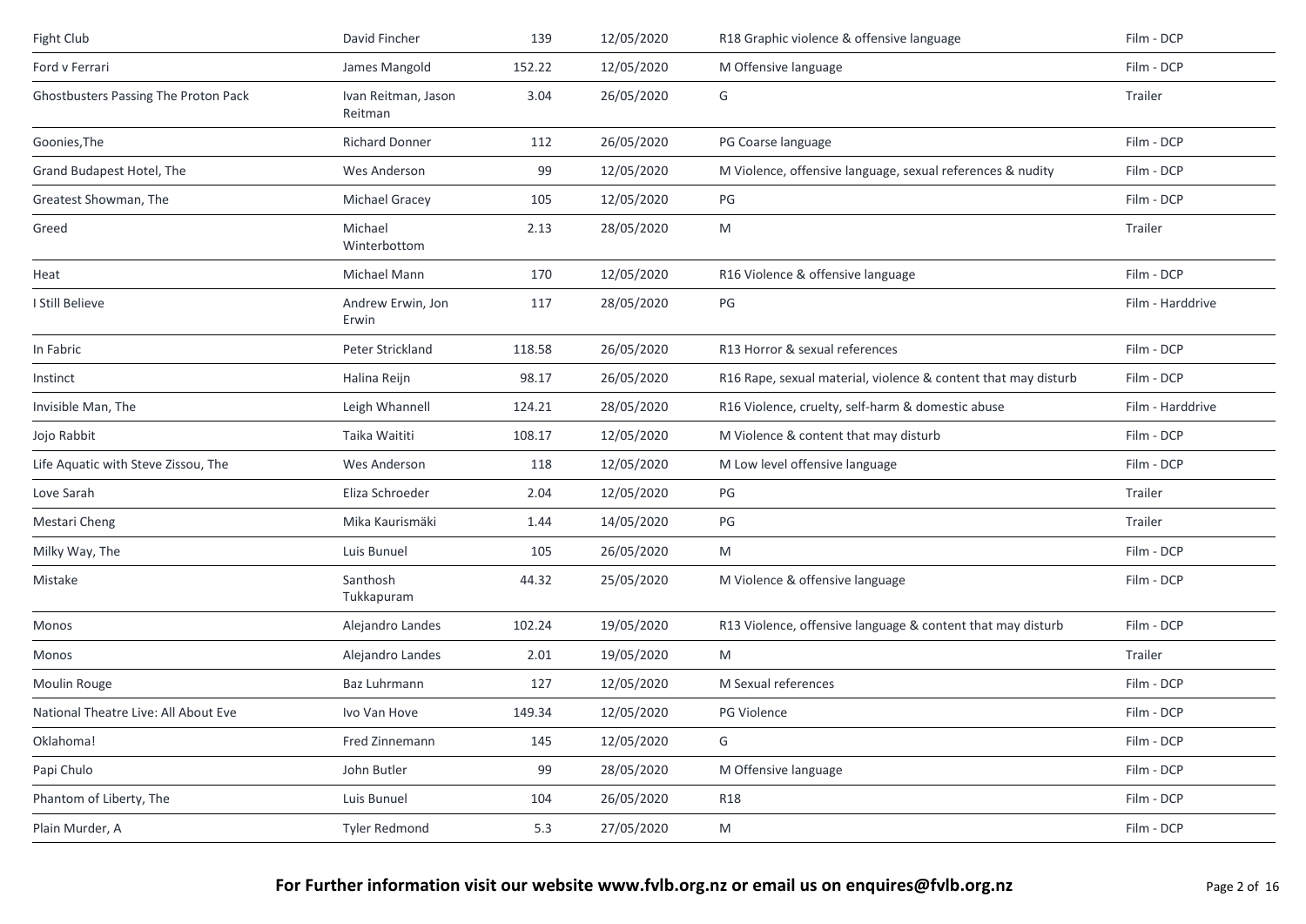| | | | | | |
|---|---|---|---|---|---|
| Fight Club | David Fincher | 139 | 12/05/2020 | R18 Graphic violence & offensive language | Film - DCP |
| Ford v Ferrari | James Mangold | 152.22 | 12/05/2020 | M Offensive language | Film - DCP |
| Ghostbusters Passing The Proton Pack | Ivan Reitman, Jason Reitman | 3.04 | 26/05/2020 | G | Trailer |
| Goonies,The | Richard Donner | 112 | 26/05/2020 | PG Coarse language | Film - DCP |
| Grand Budapest Hotel, The | Wes Anderson | 99 | 12/05/2020 | M Violence, offensive language, sexual references & nudity | Film - DCP |
| Greatest Showman, The | Michael Gracey | 105 | 12/05/2020 | PG | Film - DCP |
| Greed | Michael Winterbottom | 2.13 | 28/05/2020 | M | Trailer |
| Heat | Michael Mann | 170 | 12/05/2020 | R16 Violence & offensive language | Film - DCP |
| I Still Believe | Andrew Erwin, Jon Erwin | 117 | 28/05/2020 | PG | Film - Harddrive |
| In Fabric | Peter Strickland | 118.58 | 26/05/2020 | R13 Horror & sexual references | Film - DCP |
| Instinct | Halina Reijn | 98.17 | 26/05/2020 | R16 Rape, sexual material, violence & content that may disturb | Film - DCP |
| Invisible Man, The | Leigh Whannell | 124.21 | 28/05/2020 | R16 Violence, cruelty, self-harm & domestic abuse | Film - Harddrive |
| Jojo Rabbit | Taika Waititi | 108.17 | 12/05/2020 | M Violence & content that may disturb | Film - DCP |
| Life Aquatic with Steve Zissou, The | Wes Anderson | 118 | 12/05/2020 | M Low level offensive language | Film - DCP |
| Love Sarah | Eliza Schroeder | 2.04 | 12/05/2020 | PG | Trailer |
| Mestari Cheng | Mika Kaurismäki | 1.44 | 14/05/2020 | PG | Trailer |
| Milky Way, The | Luis Bunuel | 105 | 26/05/2020 | M | Film - DCP |
| Mistake | Santhosh Tukkapuram | 44.32 | 25/05/2020 | M Violence & offensive language | Film - DCP |
| Monos | Alejandro Landes | 102.24 | 19/05/2020 | R13 Violence, offensive language & content that may disturb | Film - DCP |
| Monos | Alejandro Landes | 2.01 | 19/05/2020 | M | Trailer |
| Moulin Rouge | Baz Luhrmann | 127 | 12/05/2020 | M Sexual references | Film - DCP |
| National Theatre Live: All About Eve | Ivo Van Hove | 149.34 | 12/05/2020 | PG Violence | Film - DCP |
| Oklahoma! | Fred Zinnemann | 145 | 12/05/2020 | G | Film - DCP |
| Papi Chulo | John Butler | 99 | 28/05/2020 | M Offensive language | Film - DCP |
| Phantom of Liberty, The | Luis Bunuel | 104 | 26/05/2020 | R18 | Film - DCP |
| Plain Murder, A | Tyler Redmond | 5.3 | 27/05/2020 | M | Film - DCP |

**For Further information visit our website www.fvlb.org.nz or email us on enquires@fvlb.org.nz**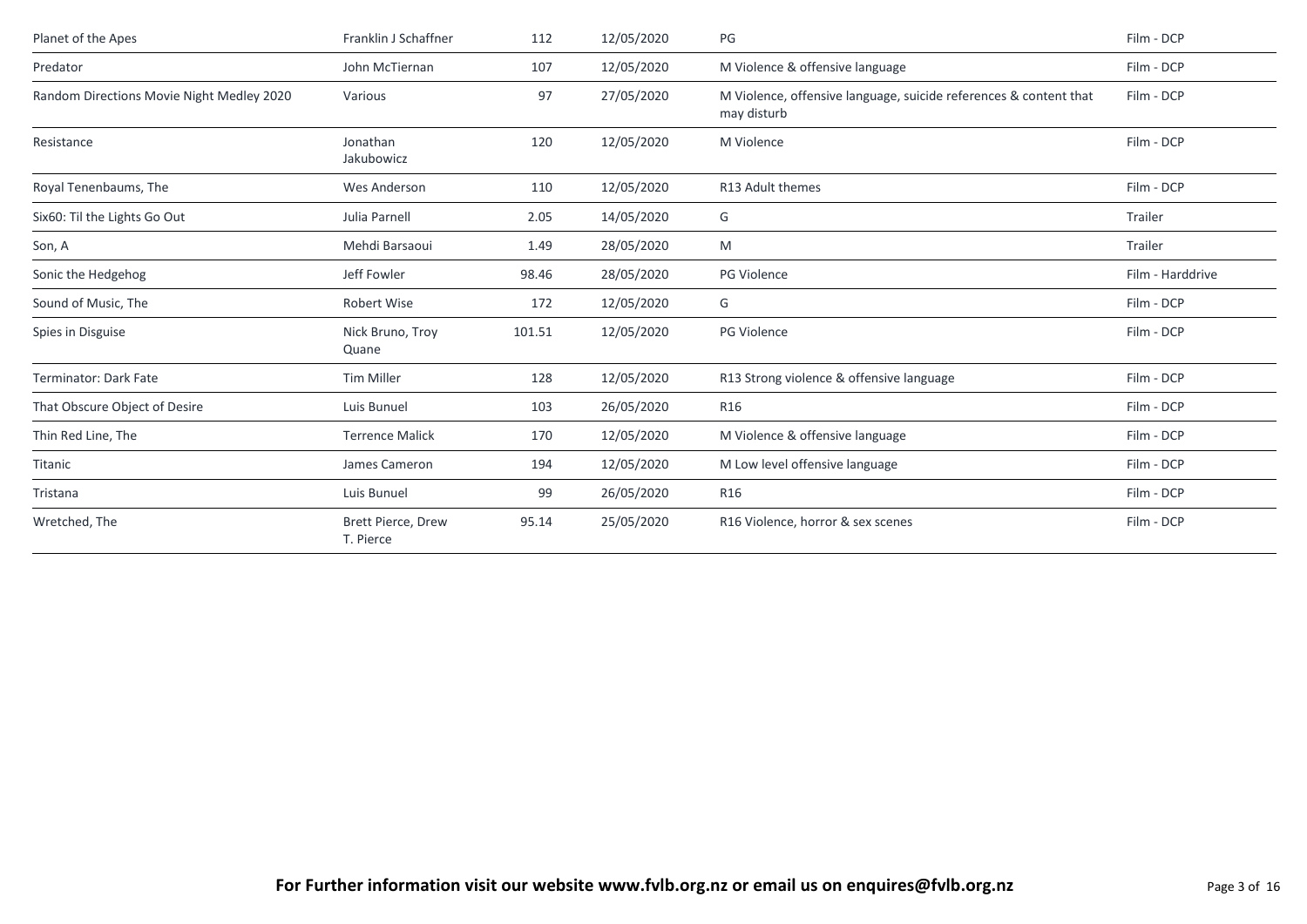| Planet of the Apes | Franklin J Schaffner | 112 | 12/05/2020 | PG | Film - DCP |
|---|---|---|---|---|---|
| Predator | John McTiernan | 107 | 12/05/2020 | M Violence & offensive language | Film - DCP |
| Random Directions Movie Night Medley 2020 | Various | 97 | 27/05/2020 | M Violence, offensive language, suicide references & content that may disturb | Film - DCP |
| Resistance | Jonathan Jakubowicz | 120 | 12/05/2020 | M Violence | Film - DCP |
| Royal Tenenbaums, The | Wes Anderson | 110 | 12/05/2020 | R13 Adult themes | Film - DCP |
| Six60: Til the Lights Go Out | Julia Parnell | 2.05 | 14/05/2020 | G | Trailer |
| Son, A | Mehdi Barsaoui | 1.49 | 28/05/2020 | M | Trailer |
| Sonic the Hedgehog | Jeff Fowler | 98.46 | 28/05/2020 | PG Violence | Film - Harddrive |
| Sound of Music, The | Robert Wise | 172 | 12/05/2020 | G | Film - DCP |
| Spies in Disguise | Nick Bruno, Troy Quane | 101.51 | 12/05/2020 | PG Violence | Film - DCP |
| Terminator: Dark Fate | Tim Miller | 128 | 12/05/2020 | R13 Strong violence & offensive language | Film - DCP |
| That Obscure Object of Desire | Luis Bunuel | 103 | 26/05/2020 | R16 | Film - DCP |
| Thin Red Line, The | Terrence Malick | 170 | 12/05/2020 | M Violence & offensive language | Film - DCP |
| Titanic | James Cameron | 194 | 12/05/2020 | M Low level offensive language | Film - DCP |
| Tristana | Luis Bunuel | 99 | 26/05/2020 | R16 | Film - DCP |
| Wretched, The | Brett Pierce, Drew T. Pierce | 95.14 | 25/05/2020 | R16 Violence, horror & sex scenes | Film - DCP |

**For Further information visit our website www.fvlb.org.nz or email us on enquires@fvlb.org.nz**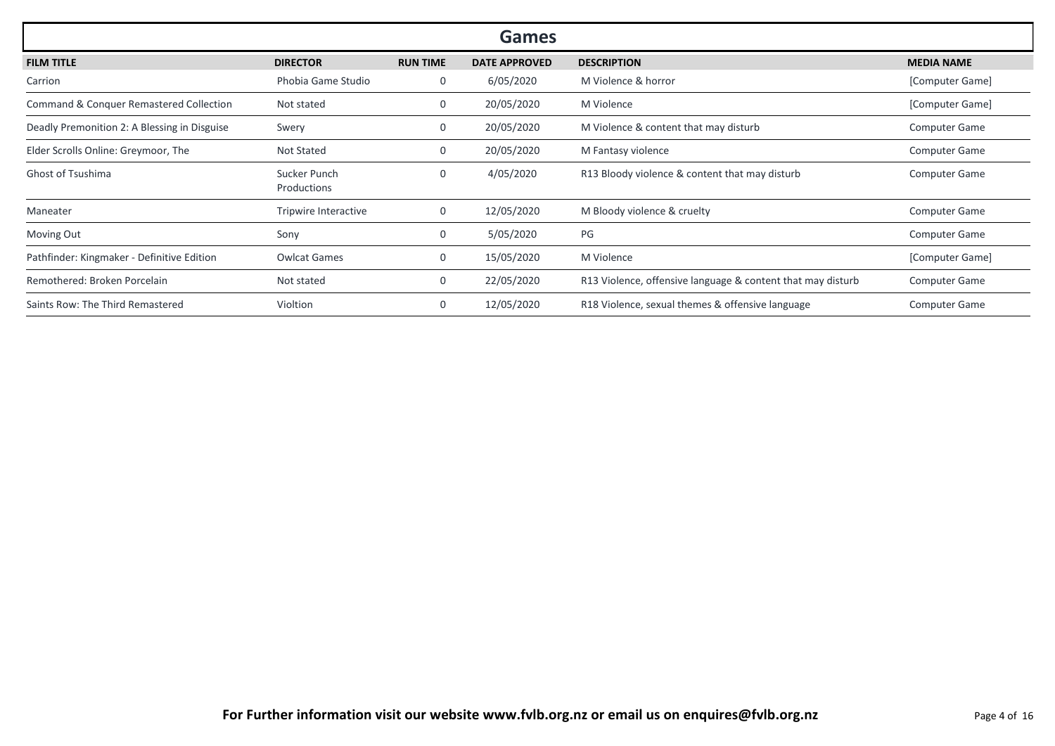## Games

| FILM TITLE | DIRECTOR | RUN TIME | DATE APPROVED | DESCRIPTION | MEDIA NAME |
|---|---|---|---|---|---|
| Carrion | Phobia Game Studio | 0 | 6/05/2020 | M Violence & horror | [Computer Game] |
| Command & Conquer Remastered Collection | Not stated | 0 | 20/05/2020 | M Violence | [Computer Game] |
| Deadly Premonition 2: A Blessing in Disguise | Swery | 0 | 20/05/2020 | M Violence & content that may disturb | Computer Game |
| Elder Scrolls Online: Greymoor, The | Not Stated | 0 | 20/05/2020 | M Fantasy violence | Computer Game |
| Ghost of Tsushima | Sucker Punch Productions | 0 | 4/05/2020 | R13 Bloody violence & content that may disturb | Computer Game |
| Maneater | Tripwire Interactive | 0 | 12/05/2020 | M Bloody violence & cruelty | Computer Game |
| Moving Out | Sony | 0 | 5/05/2020 | PG | Computer Game |
| Pathfinder: Kingmaker - Definitive Edition | Owlcat Games | 0 | 15/05/2020 | M Violence | [Computer Game] |
| Remothered: Broken Porcelain | Not stated | 0 | 22/05/2020 | R13 Violence, offensive language & content that may disturb | Computer Game |
| Saints Row: The Third Remastered | Violtion | 0 | 12/05/2020 | R18 Violence, sexual themes & offensive language | Computer Game |

**For Further information visit our website www.fvlb.org.nz or email us on enquires@fvlb.org.nz**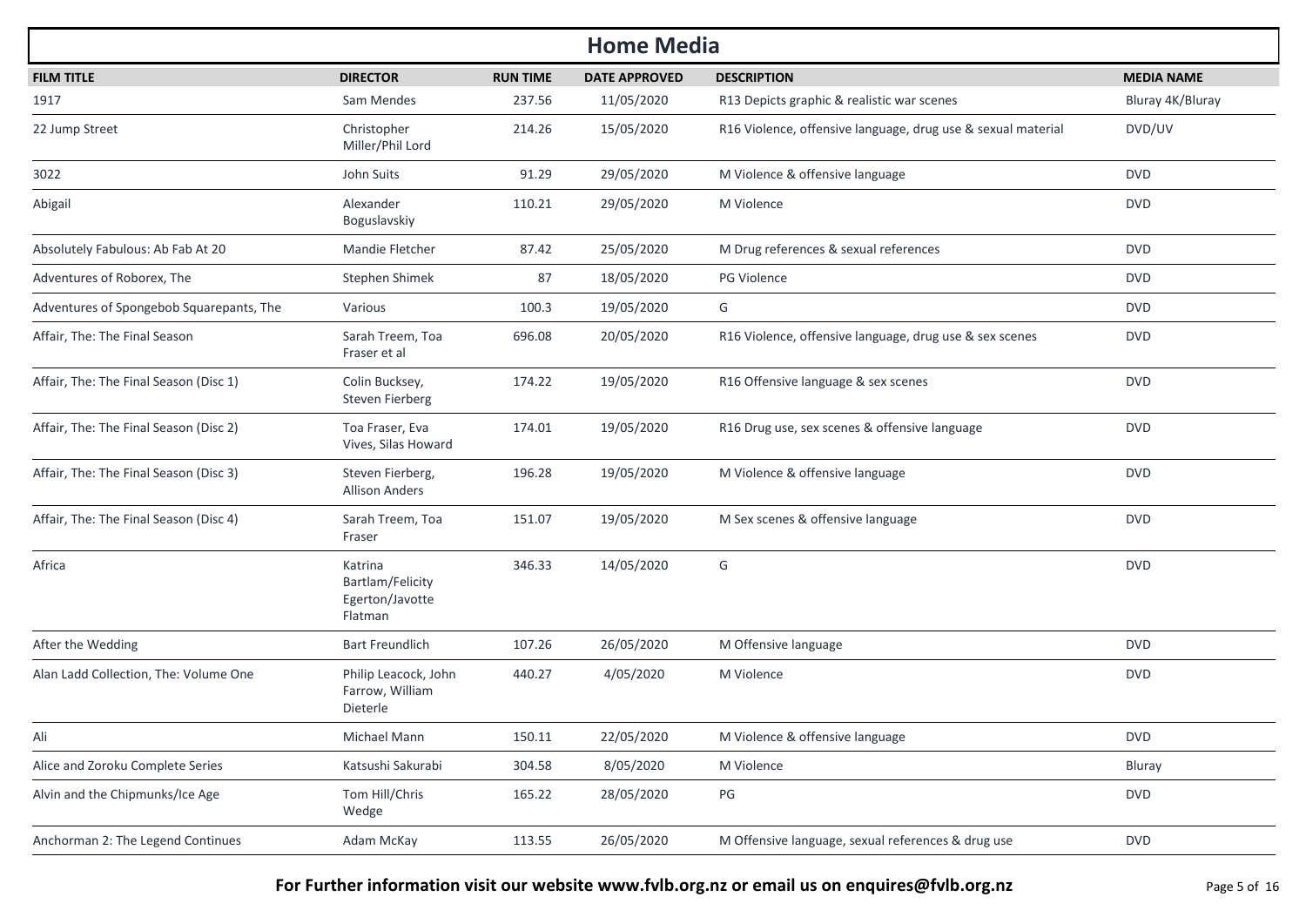# Home Media

| FILM TITLE | DIRECTOR | RUN TIME | DATE APPROVED | DESCRIPTION | MEDIA NAME |
|---|---|---|---|---|---|
| 1917 | Sam Mendes | 237.56 | 11/05/2020 | R13 Depicts graphic & realistic war scenes | Bluray 4K/Bluray |
| 22 Jump Street | Christopher Miller/Phil Lord | 214.26 | 15/05/2020 | R16 Violence, offensive language, drug use & sexual material | DVD/UV |
| 3022 | John Suits | 91.29 | 29/05/2020 | M Violence & offensive language | DVD |
| Abigail | Alexander Boguslavskiy | 110.21 | 29/05/2020 | M Violence | DVD |
| Absolutely Fabulous: Ab Fab At 20 | Mandie Fletcher | 87.42 | 25/05/2020 | M Drug references & sexual references | DVD |
| Adventures of Roborex, The | Stephen Shimek | 87 | 18/05/2020 | PG Violence | DVD |
| Adventures of Spongebob Squarepants, The | Various | 100.3 | 19/05/2020 | G | DVD |
| Affair, The: The Final Season | Sarah Treem, Toa Fraser et al | 696.08 | 20/05/2020 | R16 Violence, offensive language, drug use & sex scenes | DVD |
| Affair, The: The Final Season (Disc 1) | Colin Bucksey, Steven Fierberg | 174.22 | 19/05/2020 | R16 Offensive language & sex scenes | DVD |
| Affair, The: The Final Season (Disc 2) | Toa Fraser, Eva Vives, Silas Howard | 174.01 | 19/05/2020 | R16 Drug use, sex scenes & offensive language | DVD |
| Affair, The: The Final Season (Disc 3) | Steven Fierberg, Allison Anders | 196.28 | 19/05/2020 | M Violence & offensive language | DVD |
| Affair, The: The Final Season (Disc 4) | Sarah Treem, Toa Fraser | 151.07 | 19/05/2020 | M Sex scenes & offensive language | DVD |
| Africa | Katrina Bartlam/Felicity Egerton/Javotte Flatman | 346.33 | 14/05/2020 | G | DVD |
| After the Wedding | Bart Freundlich | 107.26 | 26/05/2020 | M Offensive language | DVD |
| Alan Ladd Collection, The: Volume One | Philip Leacock, John Farrow, William Dieterle | 440.27 | 4/05/2020 | M Violence | DVD |
| Ali | Michael Mann | 150.11 | 22/05/2020 | M Violence & offensive language | DVD |
| Alice and Zoroku Complete Series | Katsushi Sakurabi | 304.58 | 8/05/2020 | M Violence | Bluray |
| Alvin and the Chipmunks/Ice Age | Tom Hill/Chris Wedge | 165.22 | 28/05/2020 | PG | DVD |
| Anchorman 2: The Legend Continues | Adam McKay | 113.55 | 26/05/2020 | M Offensive language, sexual references & drug use | DVD |

**For Further information visit our website www.fvlb.org.nz or email us on enquires@fvlb.org.nz**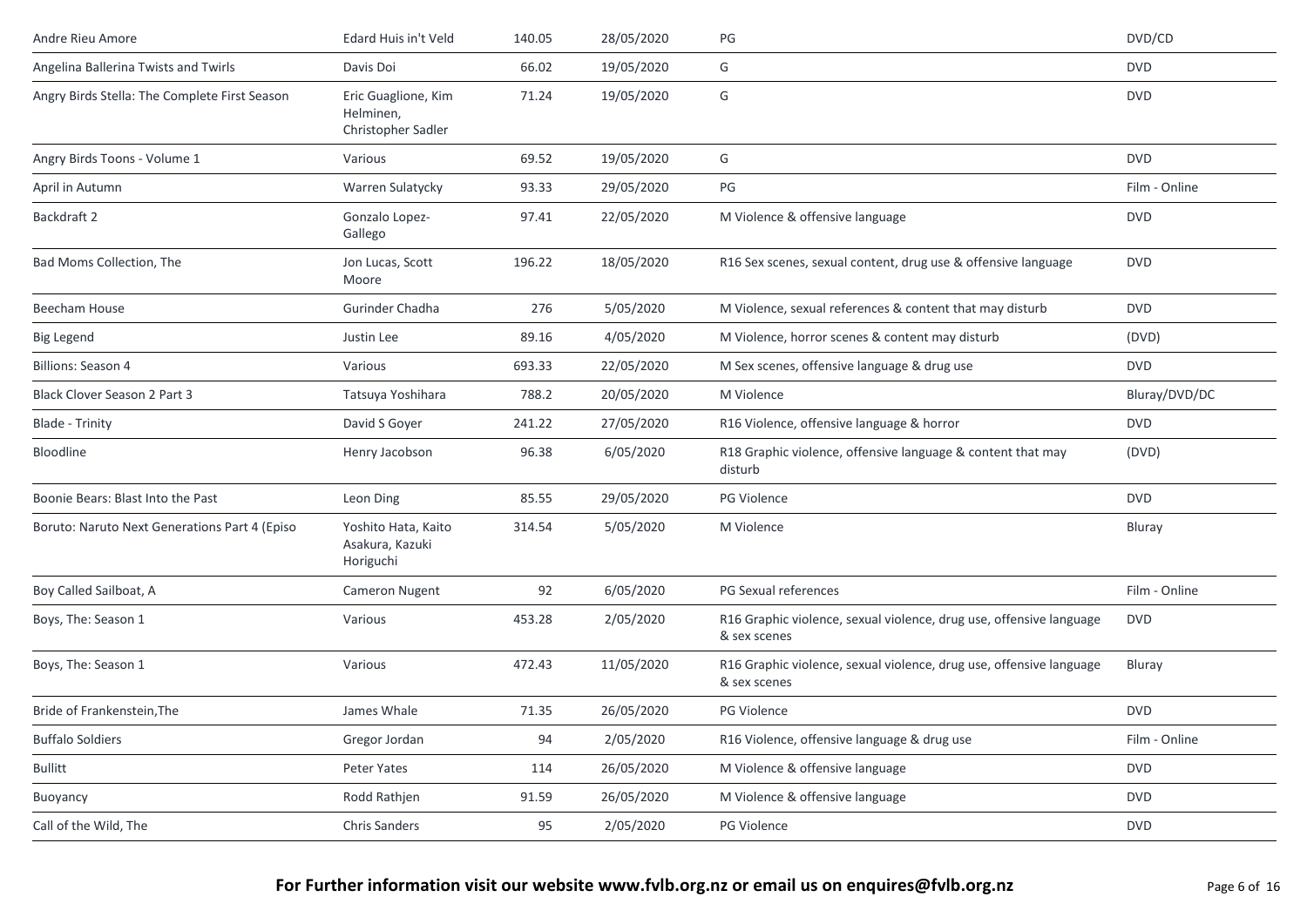| | | | | | |
|---|---|---|---|---|---|
| Andre Rieu Amore | Edard Huis in't Veld | 140.05 | 28/05/2020 | PG | DVD/CD |
| Angelina Ballerina Twists and Twirls | Davis Doi | 66.02 | 19/05/2020 | G | DVD |
| Angry Birds Stella: The Complete First Season | Eric Guaglione, Kim Helminen, Christopher Sadler | 71.24 | 19/05/2020 | G | DVD |
| Angry Birds Toons - Volume 1 | Various | 69.52 | 19/05/2020 | G | DVD |
| April in Autumn | Warren Sulatycky | 93.33 | 29/05/2020 | PG | Film - Online |
| Backdraft 2 | Gonzalo Lopez-Gallego | 97.41 | 22/05/2020 | M Violence & offensive language | DVD |
| Bad Moms Collection, The | Jon Lucas, Scott Moore | 196.22 | 18/05/2020 | R16 Sex scenes, sexual content, drug use & offensive language | DVD |
| Beecham House | Gurinder Chadha | 276 | 5/05/2020 | M Violence, sexual references & content that may disturb | DVD |
| Big Legend | Justin Lee | 89.16 | 4/05/2020 | M Violence, horror scenes & content may disturb | (DVD) |
| Billions: Season 4 | Various | 693.33 | 22/05/2020 | M Sex scenes, offensive language & drug use | DVD |
| Black Clover Season 2 Part 3 | Tatsuya Yoshihara | 788.2 | 20/05/2020 | M Violence | Bluray/DVD/DC |
| Blade - Trinity | David S Goyer | 241.22 | 27/05/2020 | R16 Violence, offensive language & horror | DVD |
| Bloodline | Henry Jacobson | 96.38 | 6/05/2020 | R18 Graphic violence, offensive language & content that may disturb | (DVD) |
| Boonie Bears: Blast Into the Past | Leon Ding | 85.55 | 29/05/2020 | PG Violence | DVD |
| Boruto: Naruto Next Generations Part 4 (Episo | Yoshito Hata, Kaito Asakura, Kazuki Horiguchi | 314.54 | 5/05/2020 | M Violence | Bluray |
| Boy Called Sailboat, A | Cameron Nugent | 92 | 6/05/2020 | PG Sexual references | Film - Online |
| Boys, The: Season 1 | Various | 453.28 | 2/05/2020 | R16 Graphic violence, sexual violence, drug use, offensive language & sex scenes | DVD |
| Boys, The: Season 1 | Various | 472.43 | 11/05/2020 | R16 Graphic violence, sexual violence, drug use, offensive language & sex scenes | Bluray |
| Bride of Frankenstein,The | James Whale | 71.35 | 26/05/2020 | PG Violence | DVD |
| Buffalo Soldiers | Gregor Jordan | 94 | 2/05/2020 | R16 Violence, offensive language & drug use | Film - Online |
| Bullitt | Peter Yates | 114 | 26/05/2020 | M Violence & offensive language | DVD |
| Buoyancy | Rodd Rathjen | 91.59 | 26/05/2020 | M Violence & offensive language | DVD |
| Call of the Wild, The | Chris Sanders | 95 | 2/05/2020 | PG Violence | DVD |

**For Further information visit our website www.fvlb.org.nz or email us on enquires@fvlb.org.nz**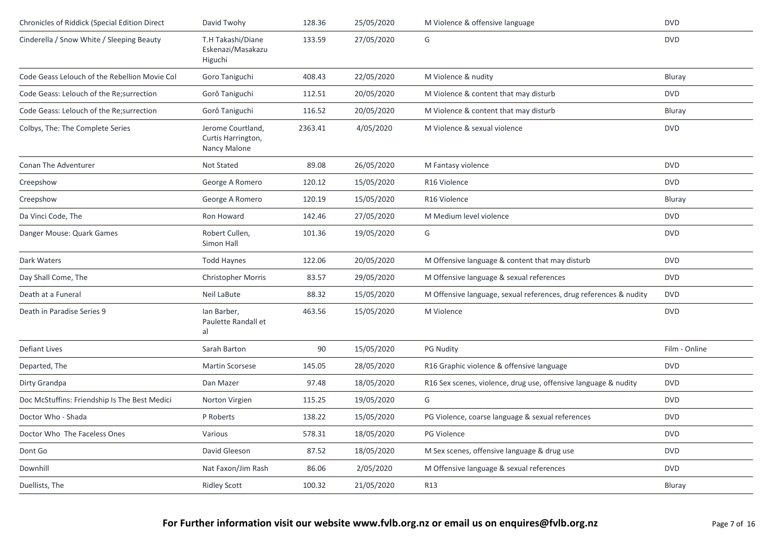| | | | | | |
|---|---|---|---|---|---|
| Chronicles of Riddick (Special Edition Direct | David Twohy | 128.36 | 25/05/2020 | M Violence & offensive language | DVD |
| Cinderella / Snow White / Sleeping Beauty | T.H Takashi/Diane Eskenazi/Masakazu Higuchi | 133.59 | 27/05/2020 | G | DVD |
| Code Geass Lelouch of the Rebellion Movie Col | Goro Taniguchi | 408.43 | 22/05/2020 | M Violence & nudity | Bluray |
| Code Geass: Lelouch of the Re;surrection | Gorô Taniguchi | 112.51 | 20/05/2020 | M Violence & content that may disturb | DVD |
| Code Geass: Lelouch of the Re;surrection | Gorô Taniguchi | 116.52 | 20/05/2020 | M Violence & content that may disturb | Bluray |
| Colbys, The: The Complete Series | Jerome Courtland, Curtis Harrington, Nancy Malone | 2363.41 | 4/05/2020 | M Violence & sexual violence | DVD |
| Conan The Adventurer | Not Stated | 89.08 | 26/05/2020 | M Fantasy violence | DVD |
| Creepshow | George A Romero | 120.12 | 15/05/2020 | R16 Violence | DVD |
| Creepshow | George A Romero | 120.19 | 15/05/2020 | R16 Violence | Bluray |
| Da Vinci Code, The | Ron Howard | 142.46 | 27/05/2020 | M Medium level violence | DVD |
| Danger Mouse: Quark Games | Robert Cullen, Simon Hall | 101.36 | 19/05/2020 | G | DVD |
| Dark Waters | Todd Haynes | 122.06 | 20/05/2020 | M Offensive language & content that may disturb | DVD |
| Day Shall Come, The | Christopher Morris | 83.57 | 29/05/2020 | M Offensive language & sexual references | DVD |
| Death at a Funeral | Neil LaBute | 88.32 | 15/05/2020 | M Offensive language, sexual references, drug references & nudity | DVD |
| Death in Paradise Series 9 | Ian Barber, Paulette Randall et al | 463.56 | 15/05/2020 | M Violence | DVD |
| Defiant Lives | Sarah Barton | 90 | 15/05/2020 | PG Nudity | Film - Online |
| Departed, The | Martin Scorsese | 145.05 | 28/05/2020 | R16 Graphic violence & offensive language | DVD |
| Dirty Grandpa | Dan Mazer | 97.48 | 18/05/2020 | R16 Sex scenes, violence, drug use, offensive language & nudity | DVD |
| Doc McStuffins: Friendship Is The Best Medici | Norton Virgien | 115.25 | 19/05/2020 | G | DVD |
| Doctor Who - Shada | P Roberts | 138.22 | 15/05/2020 | PG Violence, coarse language & sexual references | DVD |
| Doctor Who The Faceless Ones | Various | 578.31 | 18/05/2020 | PG Violence | DVD |
| Dont Go | David Gleeson | 87.52 | 18/05/2020 | M Sex scenes, offensive language & drug use | DVD |
| Downhill | Nat Faxon/Jim Rash | 86.06 | 2/05/2020 | M Offensive language & sexual references | DVD |
| Duellists, The | Ridley Scott | 100.32 | 21/05/2020 | R13 | Bluray |

**For Further information visit our website www.fvlb.org.nz or email us on enquires@fvlb.org.nz**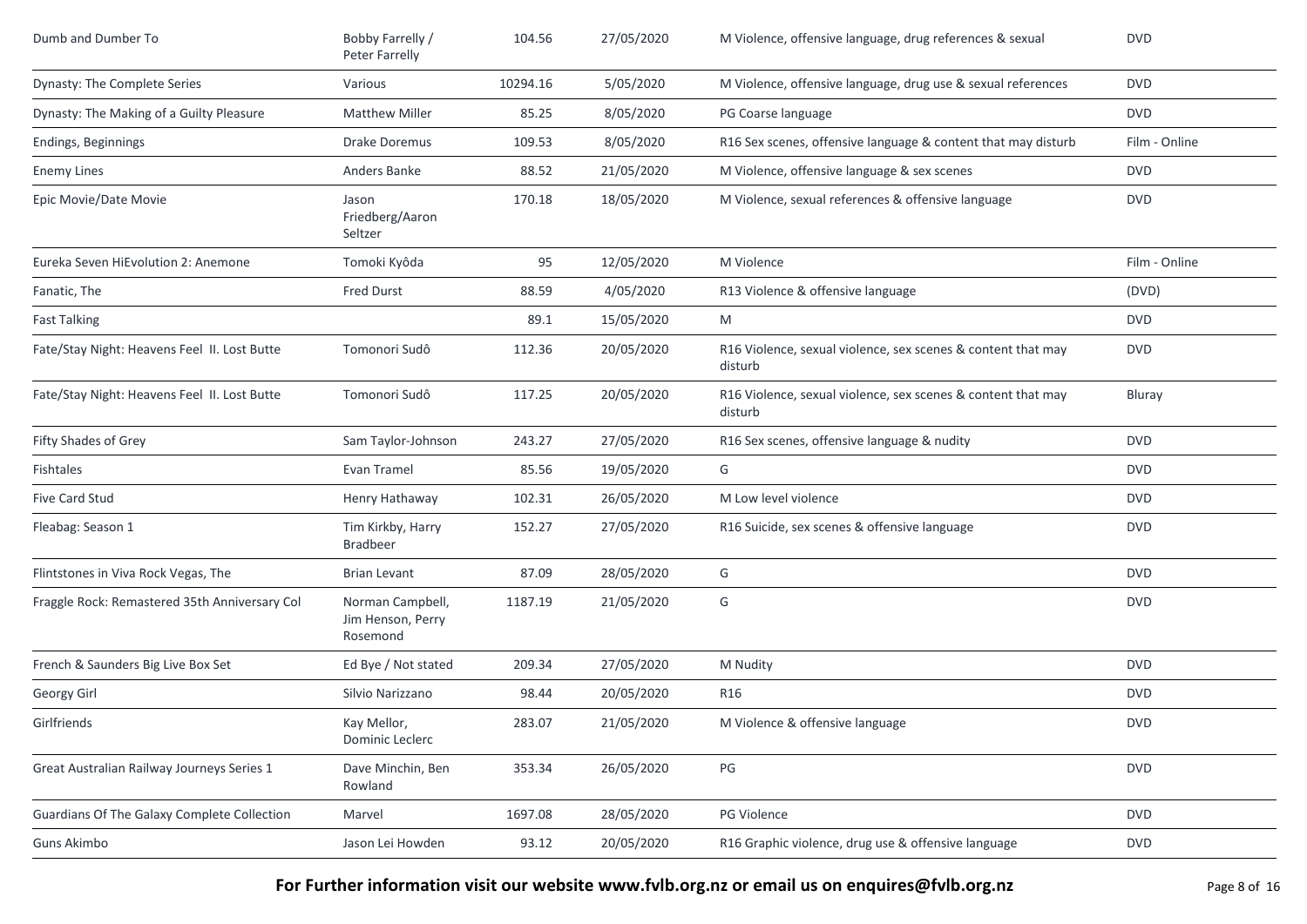| | | | | | |
|---|---|---|---|---|---|
| Dumb and Dumber To | Bobby Farrelly / Peter Farrelly | 104.56 | 27/05/2020 | M Violence, offensive language, drug references & sexual | DVD |
| Dynasty: The Complete Series | Various | 10294.16 | 5/05/2020 | M Violence, offensive language, drug use & sexual references | DVD |
| Dynasty: The Making of a Guilty Pleasure | Matthew Miller | 85.25 | 8/05/2020 | PG Coarse language | DVD |
| Endings, Beginnings | Drake Doremus | 109.53 | 8/05/2020 | R16 Sex scenes, offensive language & content that may disturb | Film - Online |
| Enemy Lines | Anders Banke | 88.52 | 21/05/2020 | M Violence, offensive language & sex scenes | DVD |
| Epic Movie/Date Movie | Jason Friedberg/Aaron Seltzer | 170.18 | 18/05/2020 | M Violence, sexual references & offensive language | DVD |
| Eureka Seven HiEvolution 2: Anemone | Tomoki Kyôda | 95 | 12/05/2020 | M Violence | Film - Online |
| Fanatic, The | Fred Durst | 88.59 | 4/05/2020 | R13 Violence & offensive language | (DVD) |
| Fast Talking | | 89.1 | 15/05/2020 | M | DVD |
| Fate/Stay Night: Heavens Feel II. Lost Butte | Tomonori Sudô | 112.36 | 20/05/2020 | R16 Violence, sexual violence, sex scenes & content that may disturb | DVD |
| Fate/Stay Night: Heavens Feel II. Lost Butte | Tomonori Sudô | 117.25 | 20/05/2020 | R16 Violence, sexual violence, sex scenes & content that may disturb | Bluray |
| Fifty Shades of Grey | Sam Taylor-Johnson | 243.27 | 27/05/2020 | R16 Sex scenes, offensive language & nudity | DVD |
| Fishtales | Evan Tramel | 85.56 | 19/05/2020 | G | DVD |
| Five Card Stud | Henry Hathaway | 102.31 | 26/05/2020 | M Low level violence | DVD |
| Fleabag: Season 1 | Tim Kirkby, Harry Bradbeer | 152.27 | 27/05/2020 | R16 Suicide, sex scenes & offensive language | DVD |
| Flintstones in Viva Rock Vegas, The | Brian Levant | 87.09 | 28/05/2020 | G | DVD |
| Fraggle Rock: Remastered 35th Anniversary Col | Norman Campbell, Jim Henson, Perry Rosemond | 1187.19 | 21/05/2020 | G | DVD |
| French & Saunders Big Live Box Set | Ed Bye / Not stated | 209.34 | 27/05/2020 | M Nudity | DVD |
| Georgy Girl | Silvio Narizzano | 98.44 | 20/05/2020 | R16 | DVD |
| Girlfriends | Kay Mellor, Dominic Leclerc | 283.07 | 21/05/2020 | M Violence & offensive language | DVD |
| Great Australian Railway Journeys Series 1 | Dave Minchin, Ben Rowland | 353.34 | 26/05/2020 | PG | DVD |
| Guardians Of The Galaxy Complete Collection | Marvel | 1697.08 | 28/05/2020 | PG Violence | DVD |
| Guns Akimbo | Jason Lei Howden | 93.12 | 20/05/2020 | R16 Graphic violence, drug use & offensive language | DVD |

**For Further information visit our website www.fvlb.org.nz or email us on enquires@fvlb.org.nz**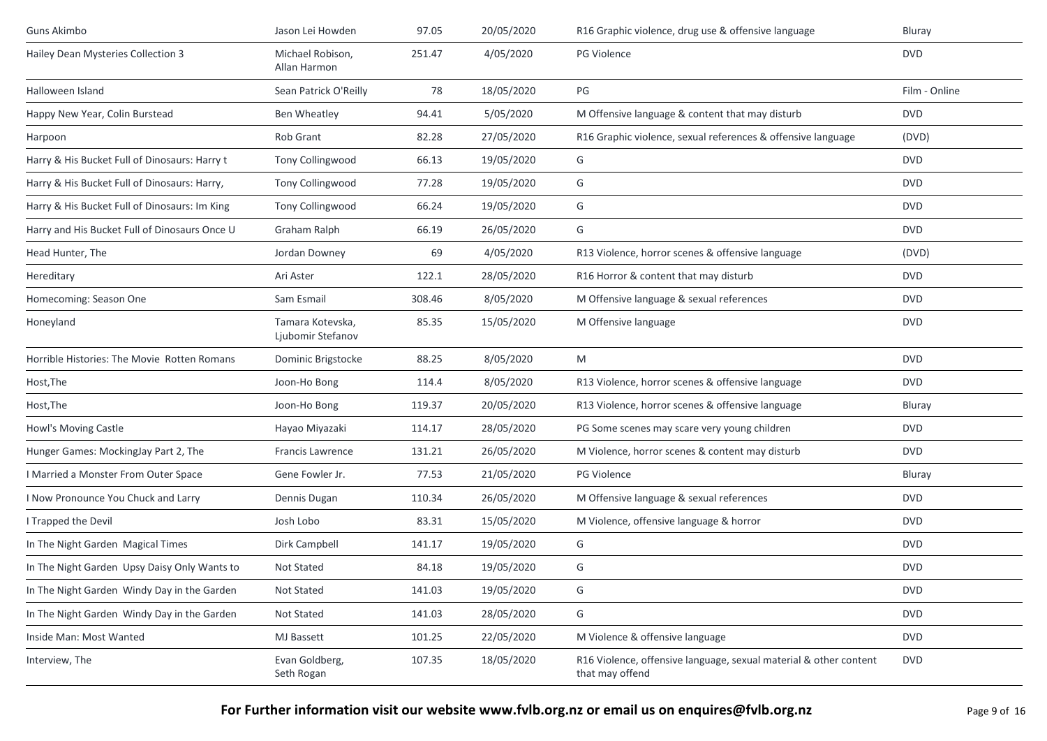| | | | | | |
|---|---|---|---|---|---|
| Guns Akimbo | Jason Lei Howden | 97.05 | 20/05/2020 | R16 Graphic violence, drug use & offensive language | Bluray |
| Hailey Dean Mysteries Collection 3 | Michael Robison, Allan Harmon | 251.47 | 4/05/2020 | PG Violence | DVD |
| Halloween Island | Sean Patrick O'Reilly | 78 | 18/05/2020 | PG | Film - Online |
| Happy New Year, Colin Burstead | Ben Wheatley | 94.41 | 5/05/2020 | M Offensive language & content that may disturb | DVD |
| Harpoon | Rob Grant | 82.28 | 27/05/2020 | R16 Graphic violence, sexual references & offensive language | (DVD) |
| Harry & His Bucket Full of Dinosaurs: Harry t | Tony Collingwood | 66.13 | 19/05/2020 | G | DVD |
| Harry & His Bucket Full of Dinosaurs: Harry, | Tony Collingwood | 77.28 | 19/05/2020 | G | DVD |
| Harry & His Bucket Full of Dinosaurs: Im King | Tony Collingwood | 66.24 | 19/05/2020 | G | DVD |
| Harry and His Bucket Full of Dinosaurs Once U | Graham Ralph | 66.19 | 26/05/2020 | G | DVD |
| Head Hunter, The | Jordan Downey | 69 | 4/05/2020 | R13 Violence, horror scenes & offensive language | (DVD) |
| Hereditary | Ari Aster | 122.1 | 28/05/2020 | R16 Horror & content that may disturb | DVD |
| Homecoming: Season One | Sam Esmail | 308.46 | 8/05/2020 | M Offensive language & sexual references | DVD |
| Honeyland | Tamara Kotevska, Ljubomir Stefanov | 85.35 | 15/05/2020 | M Offensive language | DVD |
| Horrible Histories: The Movie Rotten Romans | Dominic Brigstocke | 88.25 | 8/05/2020 | M | DVD |
| Host,The | Joon-Ho Bong | 114.4 | 8/05/2020 | R13 Violence, horror scenes & offensive language | DVD |
| Host,The | Joon-Ho Bong | 119.37 | 20/05/2020 | R13 Violence, horror scenes & offensive language | Bluray |
| Howl's Moving Castle | Hayao Miyazaki | 114.17 | 28/05/2020 | PG Some scenes may scare very young children | DVD |
| Hunger Games: MockingJay Part 2, The | Francis Lawrence | 131.21 | 26/05/2020 | M Violence, horror scenes & content may disturb | DVD |
| I Married a Monster From Outer Space | Gene Fowler Jr. | 77.53 | 21/05/2020 | PG Violence | Bluray |
| I Now Pronounce You Chuck and Larry | Dennis Dugan | 110.34 | 26/05/2020 | M Offensive language & sexual references | DVD |
| I Trapped the Devil | Josh Lobo | 83.31 | 15/05/2020 | M Violence, offensive language & horror | DVD |
| In The Night Garden Magical Times | Dirk Campbell | 141.17 | 19/05/2020 | G | DVD |
| In The Night Garden Upsy Daisy Only Wants to | Not Stated | 84.18 | 19/05/2020 | G | DVD |
| In The Night Garden Windy Day in the Garden | Not Stated | 141.03 | 19/05/2020 | G | DVD |
| In The Night Garden Windy Day in the Garden | Not Stated | 141.03 | 28/05/2020 | G | DVD |
| Inside Man: Most Wanted | MJ Bassett | 101.25 | 22/05/2020 | M Violence & offensive language | DVD |
| Interview, The | Evan Goldberg, Seth Rogan | 107.35 | 18/05/2020 | R16 Violence, offensive language, sexual material & other content that may offend | DVD |

**For Further information visit our website www.fvlb.org.nz or email us on enquires@fvlb.org.nz**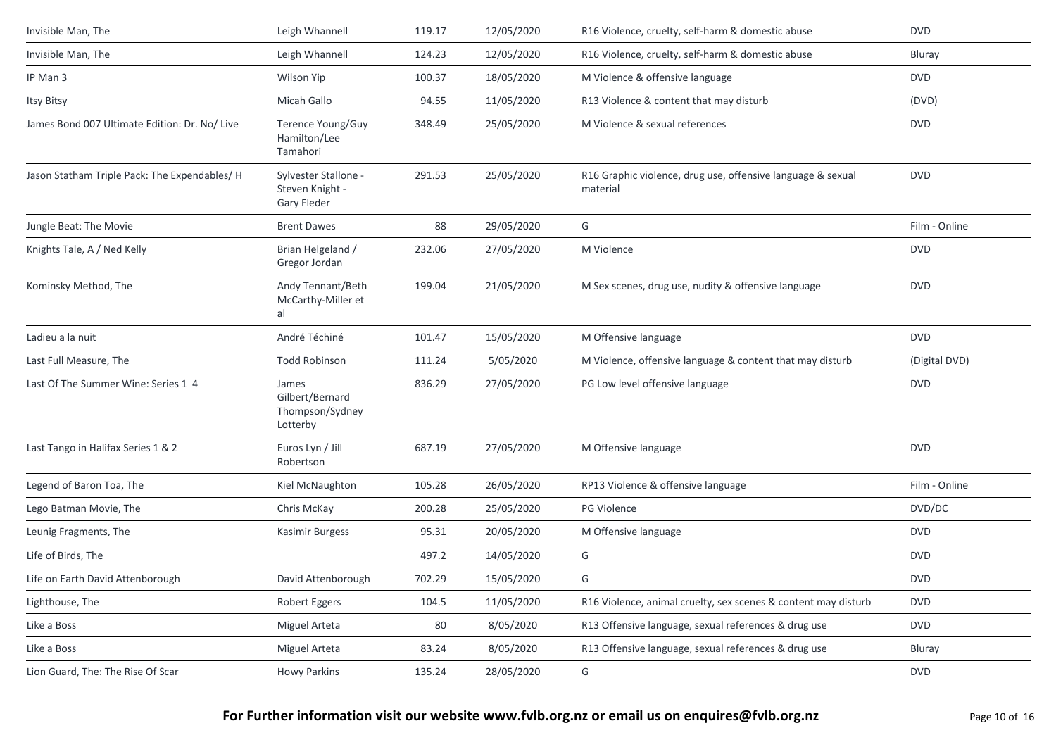| | | | | | |
|---|---|---|---|---|---|
| Invisible Man, The | Leigh Whannell | 119.17 | 12/05/2020 | R16 Violence, cruelty, self-harm & domestic abuse | DVD |
| Invisible Man, The | Leigh Whannell | 124.23 | 12/05/2020 | R16 Violence, cruelty, self-harm & domestic abuse | Bluray |
| IP Man 3 | Wilson Yip | 100.37 | 18/05/2020 | M Violence & offensive language | DVD |
| Itsy Bitsy | Micah Gallo | 94.55 | 11/05/2020 | R13 Violence & content that may disturb | (DVD) |
| James Bond 007 Ultimate Edition: Dr. No/ Live | Terence Young/Guy Hamilton/Lee Tamahori | 348.49 | 25/05/2020 | M Violence & sexual references | DVD |
| Jason Statham Triple Pack: The Expendables/ H | Sylvester Stallone - Steven Knight - Gary Fleder | 291.53 | 25/05/2020 | R16 Graphic violence, drug use, offensive language & sexual material | DVD |
| Jungle Beat: The Movie | Brent Dawes | 88 | 29/05/2020 | G | Film - Online |
| Knights Tale, A / Ned Kelly | Brian Helgeland / Gregor Jordan | 232.06 | 27/05/2020 | M Violence | DVD |
| Kominsky Method, The | Andy Tennant/Beth McCarthy-Miller et al | 199.04 | 21/05/2020 | M Sex scenes, drug use, nudity & offensive language | DVD |
| Ladieu a la nuit | André Téchiné | 101.47 | 15/05/2020 | M Offensive language | DVD |
| Last Full Measure, The | Todd Robinson | 111.24 | 5/05/2020 | M Violence, offensive language & content that may disturb | (Digital DVD) |
| Last Of The Summer Wine: Series 1 4 | James Gilbert/Bernard Thompson/Sydney Lotterby | 836.29 | 27/05/2020 | PG Low level offensive language | DVD |
| Last Tango in Halifax Series 1 & 2 | Euros Lyn / Jill Robertson | 687.19 | 27/05/2020 | M Offensive language | DVD |
| Legend of Baron Toa, The | Kiel McNaughton | 105.28 | 26/05/2020 | RP13 Violence & offensive language | Film - Online |
| Lego Batman Movie, The | Chris McKay | 200.28 | 25/05/2020 | PG Violence | DVD/DC |
| Leunig Fragments, The | Kasimir Burgess | 95.31 | 20/05/2020 | M Offensive language | DVD |
| Life of Birds, The | | 497.2 | 14/05/2020 | G | DVD |
| Life on Earth David Attenborough | David Attenborough | 702.29 | 15/05/2020 | G | DVD |
| Lighthouse, The | Robert Eggers | 104.5 | 11/05/2020 | R16 Violence, animal cruelty, sex scenes & content may disturb | DVD |
| Like a Boss | Miguel Arteta | 80 | 8/05/2020 | R13 Offensive language, sexual references & drug use | DVD |
| Like a Boss | Miguel Arteta | 83.24 | 8/05/2020 | R13 Offensive language, sexual references & drug use | Bluray |
| Lion Guard, The: The Rise Of Scar | Howy Parkins | 135.24 | 28/05/2020 | G | DVD |

**For Further information visit our website www.fvlb.org.nz or email us on enquires@fvlb.org.nz**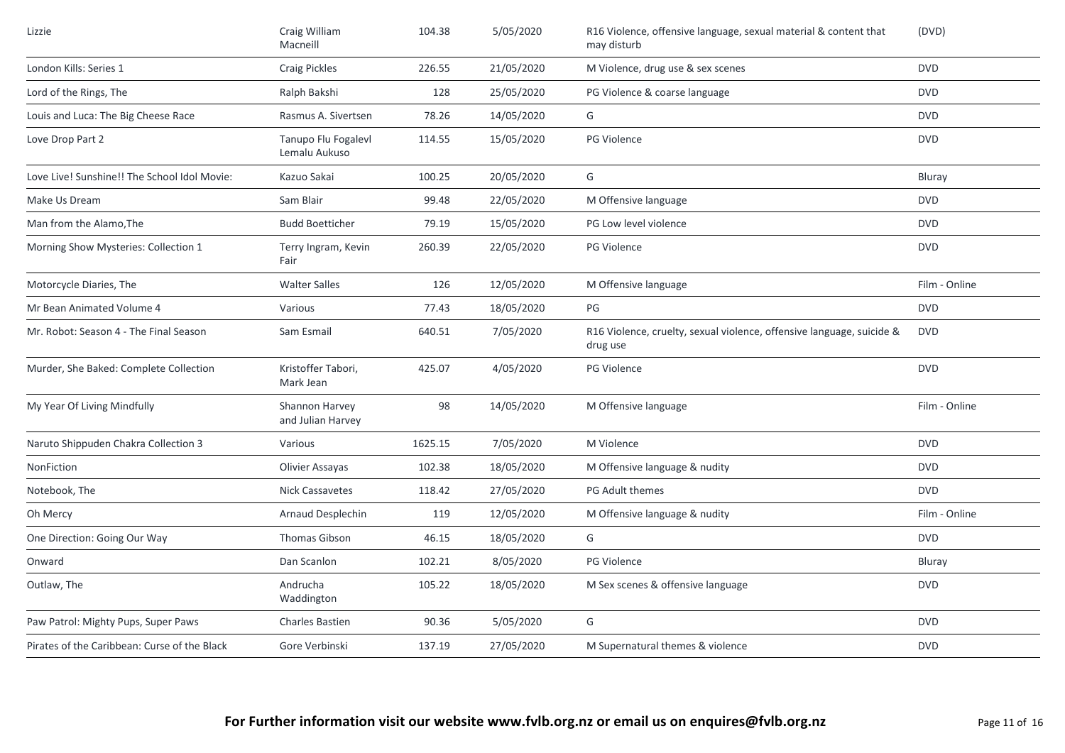| Lizzie | Craig William Macneill | 104.38 | 5/05/2020 | R16 Violence, offensive language, sexual material & content that may disturb | (DVD) |
|---|---|---|---|---|---|
| London Kills: Series 1 | Craig Pickles | 226.55 | 21/05/2020 | M Violence, drug use & sex scenes | DVD |
| Lord of the Rings, The | Ralph Bakshi | 128 | 25/05/2020 | PG Violence & coarse language | DVD |
| Louis and Luca: The Big Cheese Race | Rasmus A. Sivertsen | 78.26 | 14/05/2020 | G | DVD |
| Love Drop Part 2 | Tanupo Flu Fogalevl Lemalu Aukuso | 114.55 | 15/05/2020 | PG Violence | DVD |
| Love Live! Sunshine!! The School Idol Movie: | Kazuo Sakai | 100.25 | 20/05/2020 | G | Bluray |
| Make Us Dream | Sam Blair | 99.48 | 22/05/2020 | M Offensive language | DVD |
| Man from the Alamo,The | Budd Boetticher | 79.19 | 15/05/2020 | PG Low level violence | DVD |
| Morning Show Mysteries: Collection 1 | Terry Ingram, Kevin Fair | 260.39 | 22/05/2020 | PG Violence | DVD |
| Motorcycle Diaries, The | Walter Salles | 126 | 12/05/2020 | M Offensive language | Film - Online |
| Mr Bean Animated Volume 4 | Various | 77.43 | 18/05/2020 | PG | DVD |
| Mr. Robot: Season 4 - The Final Season | Sam Esmail | 640.51 | 7/05/2020 | R16 Violence, cruelty, sexual violence, offensive language, suicide & drug use | DVD |
| Murder, She Baked: Complete Collection | Kristoffer Tabori, Mark Jean | 425.07 | 4/05/2020 | PG Violence | DVD |
| My Year Of Living Mindfully | Shannon Harvey and Julian Harvey | 98 | 14/05/2020 | M Offensive language | Film - Online |
| Naruto Shippuden Chakra Collection 3 | Various | 1625.15 | 7/05/2020 | M Violence | DVD |
| NonFiction | Olivier Assayas | 102.38 | 18/05/2020 | M Offensive language & nudity | DVD |
| Notebook, The | Nick Cassavetes | 118.42 | 27/05/2020 | PG Adult themes | DVD |
| Oh Mercy | Arnaud Desplechin | 119 | 12/05/2020 | M Offensive language & nudity | Film - Online |
| One Direction: Going Our Way | Thomas Gibson | 46.15 | 18/05/2020 | G | DVD |
| Onward | Dan Scanlon | 102.21 | 8/05/2020 | PG Violence | Bluray |
| Outlaw, The | Andrucha Waddington | 105.22 | 18/05/2020 | M Sex scenes & offensive language | DVD |
| Paw Patrol: Mighty Pups, Super Paws | Charles Bastien | 90.36 | 5/05/2020 | G | DVD |
| Pirates of the Caribbean: Curse of the Black | Gore Verbinski | 137.19 | 27/05/2020 | M Supernatural themes & violence | DVD |

**For Further information visit our website www.fvlb.org.nz or email us on enquires@fvlb.org.nz**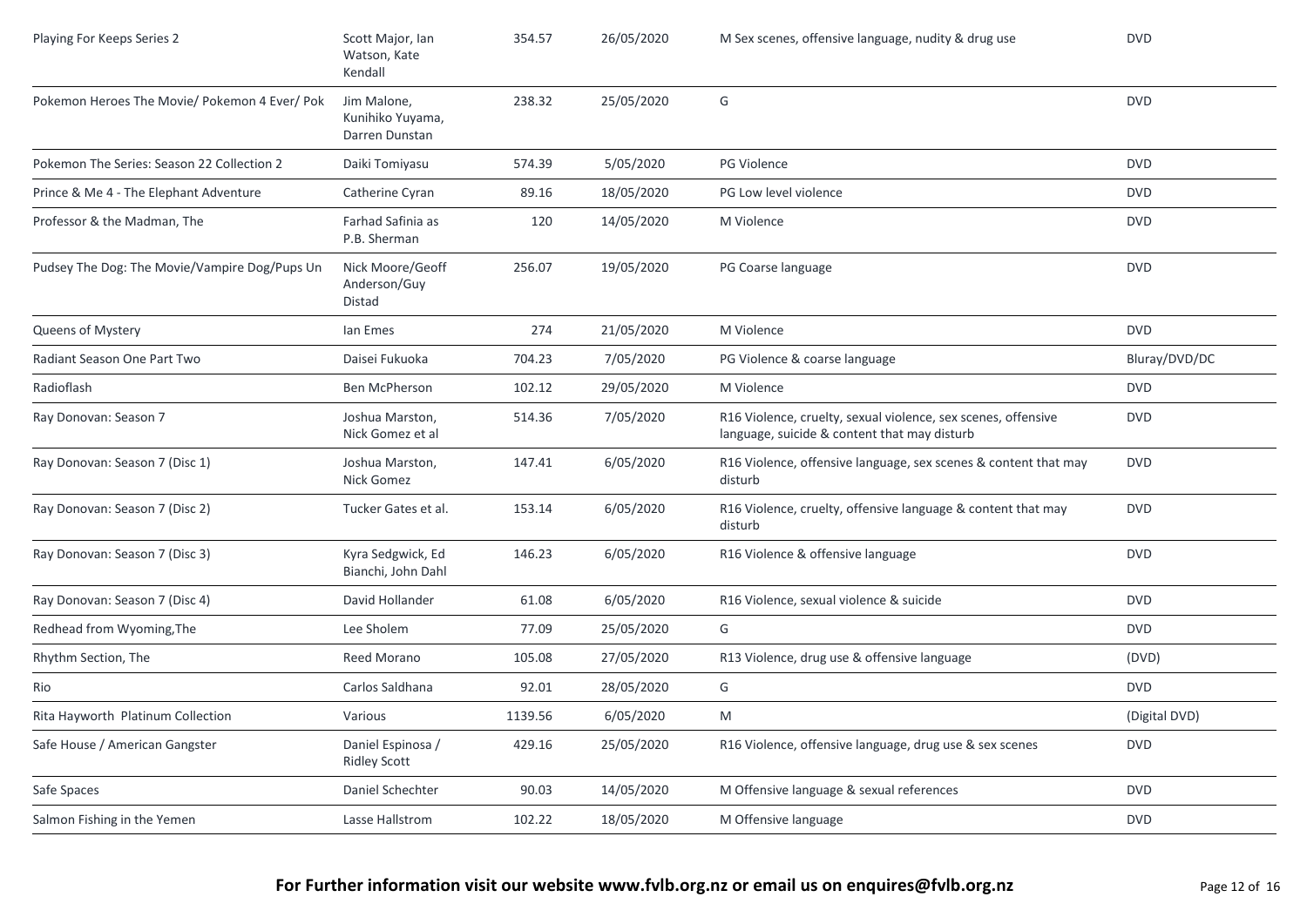| | | | | | |
|---|---|---|---|---|---|
| Playing For Keeps Series 2 | Scott Major, Ian Watson, Kate Kendall | 354.57 | 26/05/2020 | M Sex scenes, offensive language, nudity & drug use | DVD |
| Pokemon Heroes The Movie/ Pokemon 4 Ever/ Pok | Jim Malone, Kunihiko Yuyama, Darren Dunstan | 238.32 | 25/05/2020 | G | DVD |
| Pokemon The Series: Season 22 Collection 2 | Daiki Tomiyasu | 574.39 | 5/05/2020 | PG Violence | DVD |
| Prince & Me 4 - The Elephant Adventure | Catherine Cyran | 89.16 | 18/05/2020 | PG Low level violence | DVD |
| Professor & the Madman, The | Farhad Safinia as P.B. Sherman | 120 | 14/05/2020 | M Violence | DVD |
| Pudsey The Dog: The Movie/Vampire Dog/Pups Un | Nick Moore/Geoff Anderson/Guy Distad | 256.07 | 19/05/2020 | PG Coarse language | DVD |
| Queens of Mystery | Ian Emes | 274 | 21/05/2020 | M Violence | DVD |
| Radiant Season One Part Two | Daisei Fukuoka | 704.23 | 7/05/2020 | PG Violence & coarse language | Bluray/DVD/DC |
| Radioflash | Ben McPherson | 102.12 | 29/05/2020 | M Violence | DVD |
| Ray Donovan: Season 7 | Joshua Marston, Nick Gomez et al | 514.36 | 7/05/2020 | R16 Violence, cruelty, sexual violence, sex scenes, offensive language, suicide & content that may disturb | DVD |
| Ray Donovan: Season 7 (Disc 1) | Joshua Marston, Nick Gomez | 147.41 | 6/05/2020 | R16 Violence, offensive language, sex scenes & content that may disturb | DVD |
| Ray Donovan: Season 7 (Disc 2) | Tucker Gates et al. | 153.14 | 6/05/2020 | R16 Violence, cruelty, offensive language & content that may disturb | DVD |
| Ray Donovan: Season 7 (Disc 3) | Kyra Sedgwick, Ed Bianchi, John Dahl | 146.23 | 6/05/2020 | R16 Violence & offensive language | DVD |
| Ray Donovan: Season 7 (Disc 4) | David Hollander | 61.08 | 6/05/2020 | R16 Violence, sexual violence & suicide | DVD |
| Redhead from Wyoming,The | Lee Sholem | 77.09 | 25/05/2020 | G | DVD |
| Rhythm Section, The | Reed Morano | 105.08 | 27/05/2020 | R13 Violence, drug use & offensive language | (DVD) |
| Rio | Carlos Saldhana | 92.01 | 28/05/2020 | G | DVD |
| Rita Hayworth Platinum Collection | Various | 1139.56 | 6/05/2020 | M | (Digital DVD) |
| Safe House / American Gangster | Daniel Espinosa / Ridley Scott | 429.16 | 25/05/2020 | R16 Violence, offensive language, drug use & sex scenes | DVD |
| Safe Spaces | Daniel Schechter | 90.03 | 14/05/2020 | M Offensive language & sexual references | DVD |
| Salmon Fishing in the Yemen | Lasse Hallstrom | 102.22 | 18/05/2020 | M Offensive language | DVD |

**For Further information visit our website www.fvlb.org.nz or email us on enquires@fvlb.org.nz**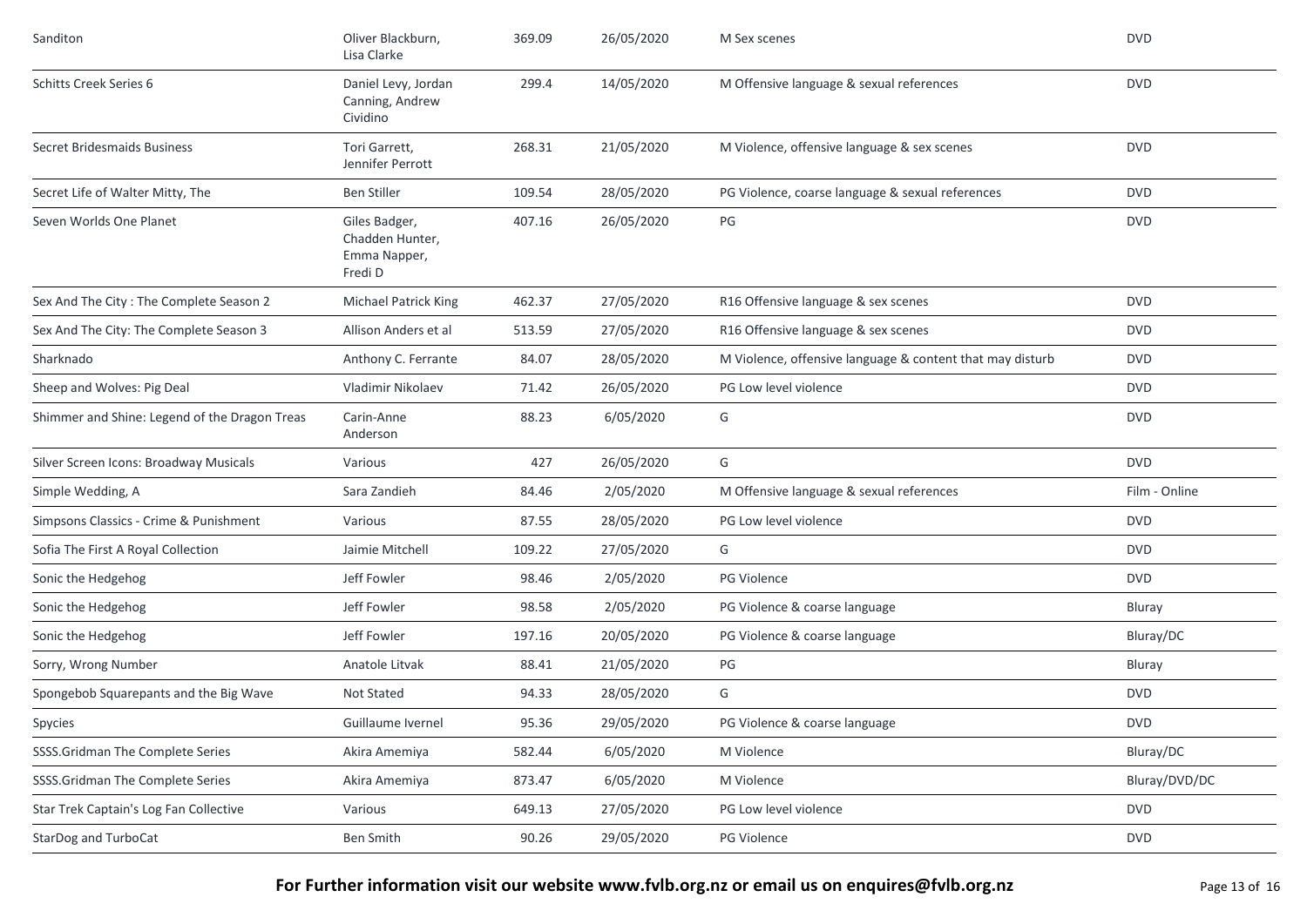| | | | | | |
|---|---|---|---|---|---|
| Sanditon | Oliver Blackburn, Lisa Clarke | 369.09 | 26/05/2020 | M Sex scenes | DVD |
| Schitts Creek Series 6 | Daniel Levy, Jordan Canning, Andrew Cividino | 299.4 | 14/05/2020 | M Offensive language & sexual references | DVD |
| Secret Bridesmaids Business | Tori Garrett, Jennifer Perrott | 268.31 | 21/05/2020 | M Violence, offensive language & sex scenes | DVD |
| Secret Life of Walter Mitty, The | Ben Stiller | 109.54 | 28/05/2020 | PG Violence, coarse language & sexual references | DVD |
| Seven Worlds One Planet | Giles Badger, Chadden Hunter, Emma Napper, Fredi D | 407.16 | 26/05/2020 | PG | DVD |
| Sex And The City : The Complete Season 2 | Michael Patrick King | 462.37 | 27/05/2020 | R16 Offensive language & sex scenes | DVD |
| Sex And The City: The Complete Season 3 | Allison Anders et al | 513.59 | 27/05/2020 | R16 Offensive language & sex scenes | DVD |
| Sharknado | Anthony C. Ferrante | 84.07 | 28/05/2020 | M Violence, offensive language & content that may disturb | DVD |
| Sheep and Wolves: Pig Deal | Vladimir Nikolaev | 71.42 | 26/05/2020 | PG Low level violence | DVD |
| Shimmer and Shine: Legend of the Dragon Treas | Carin-Anne Anderson | 88.23 | 6/05/2020 | G | DVD |
| Silver Screen Icons: Broadway Musicals | Various | 427 | 26/05/2020 | G | DVD |
| Simple Wedding, A | Sara Zandieh | 84.46 | 2/05/2020 | M Offensive language & sexual references | Film - Online |
| Simpsons Classics - Crime & Punishment | Various | 87.55 | 28/05/2020 | PG Low level violence | DVD |
| Sofia The First A Royal Collection | Jaimie Mitchell | 109.22 | 27/05/2020 | G | DVD |
| Sonic the Hedgehog | Jeff Fowler | 98.46 | 2/05/2020 | PG Violence | DVD |
| Sonic the Hedgehog | Jeff Fowler | 98.58 | 2/05/2020 | PG Violence & coarse language | Bluray |
| Sonic the Hedgehog | Jeff Fowler | 197.16 | 20/05/2020 | PG Violence & coarse language | Bluray/DC |
| Sorry, Wrong Number | Anatole Litvak | 88.41 | 21/05/2020 | PG | Bluray |
| Spongebob Squarepants and the Big Wave | Not Stated | 94.33 | 28/05/2020 | G | DVD |
| Spycies | Guillaume Ivernel | 95.36 | 29/05/2020 | PG Violence & coarse language | DVD |
| SSSS.Gridman The Complete Series | Akira Amemiya | 582.44 | 6/05/2020 | M Violence | Bluray/DC |
| SSSS.Gridman The Complete Series | Akira Amemiya | 873.47 | 6/05/2020 | M Violence | Bluray/DVD/DC |
| Star Trek Captain's Log Fan Collective | Various | 649.13 | 27/05/2020 | PG Low level violence | DVD |
| StarDog and TurboCat | Ben Smith | 90.26 | 29/05/2020 | PG Violence | DVD |

**For Further information visit our website www.fvlb.org.nz or email us on enquires@fvlb.org.nz**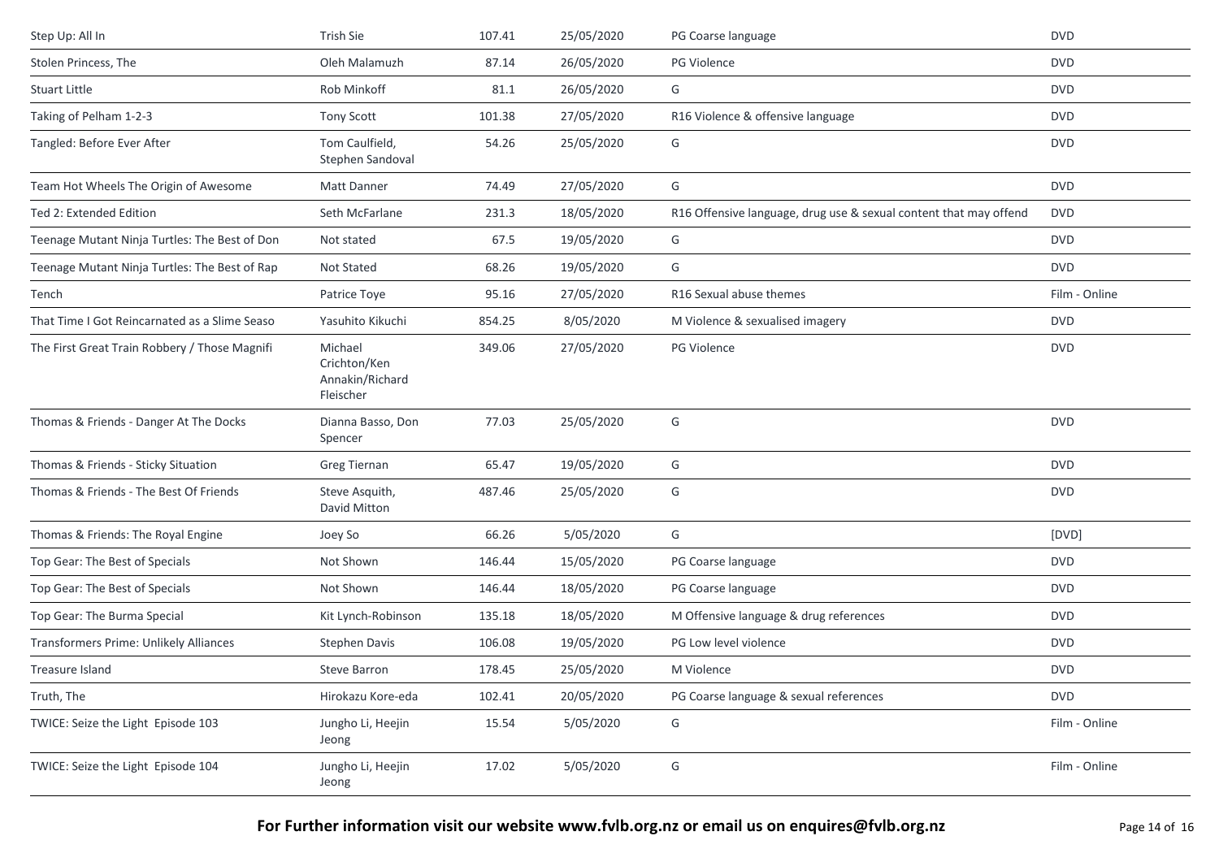| Title | Director | Running Time | Date | Classification | Format |
|---|---|---|---|---|---|
| Step Up: All In | Trish Sie | 107.41 | 25/05/2020 | PG Coarse language | DVD |
| Stolen Princess, The | Oleh Malamuzh | 87.14 | 26/05/2020 | PG Violence | DVD |
| Stuart Little | Rob Minkoff | 81.1 | 26/05/2020 | G | DVD |
| Taking of Pelham 1-2-3 | Tony Scott | 101.38 | 27/05/2020 | R16 Violence & offensive language | DVD |
| Tangled: Before Ever After | Tom Caulfield, Stephen Sandoval | 54.26 | 25/05/2020 | G | DVD |
| Team Hot Wheels The Origin of Awesome | Matt Danner | 74.49 | 27/05/2020 | G | DVD |
| Ted 2: Extended Edition | Seth McFarlane | 231.3 | 18/05/2020 | R16 Offensive language, drug use & sexual content that may offend | DVD |
| Teenage Mutant Ninja Turtles: The Best of Don | Not stated | 67.5 | 19/05/2020 | G | DVD |
| Teenage Mutant Ninja Turtles: The Best of Rap | Not Stated | 68.26 | 19/05/2020 | G | DVD |
| Tench | Patrice Toye | 95.16 | 27/05/2020 | R16 Sexual abuse themes | Film - Online |
| That Time I Got Reincarnated as a Slime Seaso | Yasuhito Kikuchi | 854.25 | 8/05/2020 | M Violence & sexualised imagery | DVD |
| The First Great Train Robbery / Those Magnifi | Michael Crichton/Ken Annakin/Richard Fleischer | 349.06 | 27/05/2020 | PG Violence | DVD |
| Thomas & Friends - Danger At The Docks | Dianna Basso, Don Spencer | 77.03 | 25/05/2020 | G | DVD |
| Thomas & Friends - Sticky Situation | Greg Tiernan | 65.47 | 19/05/2020 | G | DVD |
| Thomas & Friends - The Best Of Friends | Steve Asquith, David Mitton | 487.46 | 25/05/2020 | G | DVD |
| Thomas & Friends: The Royal Engine | Joey So | 66.26 | 5/05/2020 | G | [DVD] |
| Top Gear: The Best of Specials | Not Shown | 146.44 | 15/05/2020 | PG Coarse language | DVD |
| Top Gear: The Best of Specials | Not Shown | 146.44 | 18/05/2020 | PG Coarse language | DVD |
| Top Gear: The Burma Special | Kit Lynch-Robinson | 135.18 | 18/05/2020 | M Offensive language & drug references | DVD |
| Transformers Prime: Unlikely Alliances | Stephen Davis | 106.08 | 19/05/2020 | PG Low level violence | DVD |
| Treasure Island | Steve Barron | 178.45 | 25/05/2020 | M Violence | DVD |
| Truth, The | Hirokazu Kore-eda | 102.41 | 20/05/2020 | PG Coarse language & sexual references | DVD |
| TWICE: Seize the Light Episode 103 | Jungho Li, Heejin Jeong | 15.54 | 5/05/2020 | G | Film - Online |
| TWICE: Seize the Light Episode 104 | Jungho Li, Heejin Jeong | 17.02 | 5/05/2020 | G | Film - Online |

**For Further information visit our website www.fvlb.org.nz or email us on enquires@fvlb.org.nz**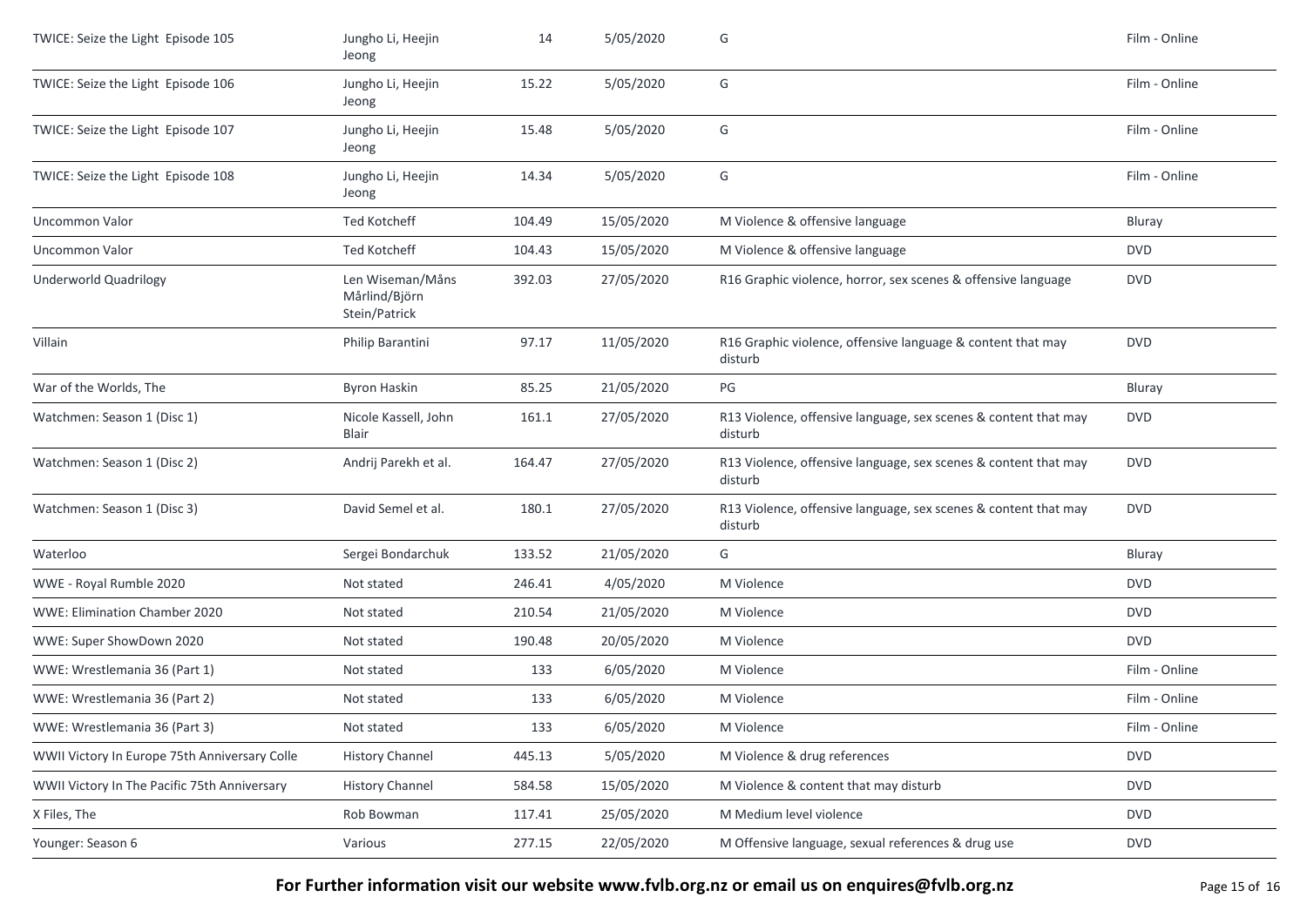| | | | | | |
|---|---|---|---|---|---|
| TWICE: Seize the Light Episode 105 | Jungho Li, Heejin Jeong | 14 | 5/05/2020 | G | Film - Online |
| TWICE: Seize the Light Episode 106 | Jungho Li, Heejin Jeong | 15.22 | 5/05/2020 | G | Film - Online |
| TWICE: Seize the Light Episode 107 | Jungho Li, Heejin Jeong | 15.48 | 5/05/2020 | G | Film - Online |
| TWICE: Seize the Light Episode 108 | Jungho Li, Heejin Jeong | 14.34 | 5/05/2020 | G | Film - Online |
| Uncommon Valor | Ted Kotcheff | 104.49 | 15/05/2020 | M Violence & offensive language | Bluray |
| Uncommon Valor | Ted Kotcheff | 104.43 | 15/05/2020 | M Violence & offensive language | DVD |
| Underworld Quadrilogy | Len Wiseman/Måns Mårlind/Björn Stein/Patrick | 392.03 | 27/05/2020 | R16 Graphic violence, horror, sex scenes & offensive language | DVD |
| Villain | Philip Barantini | 97.17 | 11/05/2020 | R16 Graphic violence, offensive language & content that may disturb | DVD |
| War of the Worlds, The | Byron Haskin | 85.25 | 21/05/2020 | PG | Bluray |
| Watchmen: Season 1 (Disc 1) | Nicole Kassell, John Blair | 161.1 | 27/05/2020 | R13 Violence, offensive language, sex scenes & content that may disturb | DVD |
| Watchmen: Season 1 (Disc 2) | Andrij Parekh et al. | 164.47 | 27/05/2020 | R13 Violence, offensive language, sex scenes & content that may disturb | DVD |
| Watchmen: Season 1 (Disc 3) | David Semel et al. | 180.1 | 27/05/2020 | R13 Violence, offensive language, sex scenes & content that may disturb | DVD |
| Waterloo | Sergei Bondarchuk | 133.52 | 21/05/2020 | G | Bluray |
| WWE - Royal Rumble 2020 | Not stated | 246.41 | 4/05/2020 | M Violence | DVD |
| WWE: Elimination Chamber 2020 | Not stated | 210.54 | 21/05/2020 | M Violence | DVD |
| WWE: Super ShowDown 2020 | Not stated | 190.48 | 20/05/2020 | M Violence | DVD |
| WWE: Wrestlemania 36 (Part 1) | Not stated | 133 | 6/05/2020 | M Violence | Film - Online |
| WWE: Wrestlemania 36 (Part 2) | Not stated | 133 | 6/05/2020 | M Violence | Film - Online |
| WWE: Wrestlemania 36 (Part 3) | Not stated | 133 | 6/05/2020 | M Violence | Film - Online |
| WWII Victory In Europe 75th Anniversary Colle | History Channel | 445.13 | 5/05/2020 | M Violence & drug references | DVD |
| WWII Victory In The Pacific 75th Anniversary | History Channel | 584.58 | 15/05/2020 | M Violence & content that may disturb | DVD |
| X Files, The | Rob Bowman | 117.41 | 25/05/2020 | M Medium level violence | DVD |
| Younger: Season 6 | Various | 277.15 | 22/05/2020 | M Offensive language, sexual references & drug use | DVD |

**For Further information visit our website www.fvlb.org.nz or email us on enquires@fvlb.org.nz**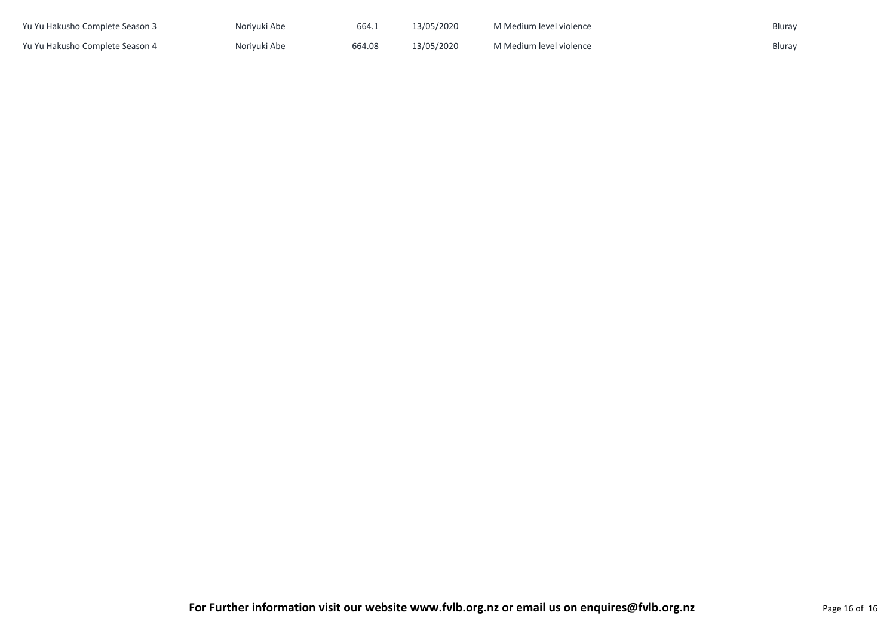| | | | | | |
|---|---|---|---|---|---|
| Yu Yu Hakusho Complete Season 3 | Noriyuki Abe | 664.1 | 13/05/2020 | M Medium level violence | Bluray |
| Yu Yu Hakusho Complete Season 4 | Noriyuki Abe | 664.08 | 13/05/2020 | M Medium level violence | Bluray |

**For Further information visit our website www.fvlb.org.nz or email us on enquires@fvlb.org.nz**